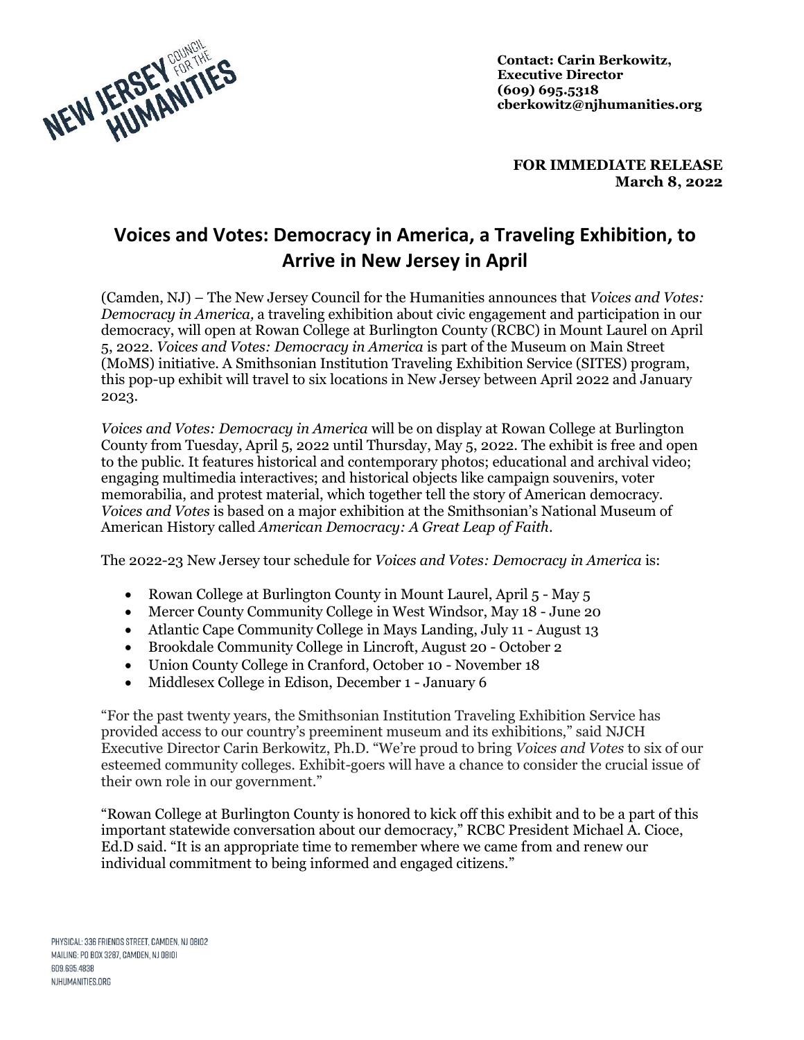NEW JERSEY COUNCIL FOR THE HUMANITIES

**Contact: Carin Berkowitz, Executive Director**
**(609) 695.5318**
**cberkowitz@njhumanities.org**

**FOR IMMEDIATE RELEASE**
**March 8, 2022**

# Voices and Votes: Democracy in America, a Traveling Exhibition, to Arrive in New Jersey in April

(Camden, NJ) – The New Jersey Council for the Humanities announces that *Voices and Votes: Democracy in America,* a traveling exhibition about civic engagement and participation in our democracy, will open at Rowan College at Burlington County (RCBC) in Mount Laurel on April 5, 2022. *Voices and Votes: Democracy in America* is part of the Museum on Main Street (MoMS) initiative. A Smithsonian Institution Traveling Exhibition Service (SITES) program, this pop-up exhibit will travel to six locations in New Jersey between April 2022 and January 2023.

*Voices and Votes: Democracy in America* will be on display at Rowan College at Burlington County from Tuesday, April 5, 2022 until Thursday, May 5, 2022. The exhibit is free and open to the public. It features historical and contemporary photos; educational and archival video; engaging multimedia interactives; and historical objects like campaign souvenirs, voter memorabilia, and protest material, which together tell the story of American democracy. *Voices and Votes* is based on a major exhibition at the Smithsonian's National Museum of American History called *American Democracy: A Great Leap of Faith*.

The 2022-23 New Jersey tour schedule for *Voices and Votes: Democracy in America* is:

- Rowan College at Burlington County in Mount Laurel, April 5 - May 5
- Mercer County Community College in West Windsor, May 18 - June 20
- Atlantic Cape Community College in Mays Landing, July 11 - August 13
- Brookdale Community College in Lincroft, August 20 - October 2
- Union County College in Cranford, October 10 - November 18
- Middlesex College in Edison, December 1 - January 6

"For the past twenty years, the Smithsonian Institution Traveling Exhibition Service has provided access to our country's preeminent museum and its exhibitions," said NJCH Executive Director Carin Berkowitz, Ph.D. "We're proud to bring *Voices and Votes* to six of our esteemed community colleges. Exhibit-goers will have a chance to consider the crucial issue of their own role in our government."

"Rowan College at Burlington County is honored to kick off this exhibit and to be a part of this important statewide conversation about our democracy," RCBC President Michael A. Cioce, Ed.D said. "It is an appropriate time to remember where we came from and renew our individual commitment to being informed and engaged citizens."

PHYSICAL: 336 FRIENDS STREET, CAMDEN, NJ 08102
MAILING: PO BOX 3287, CAMDEN, NJ 08101
609.695.4838
NJHUMANITIES.ORG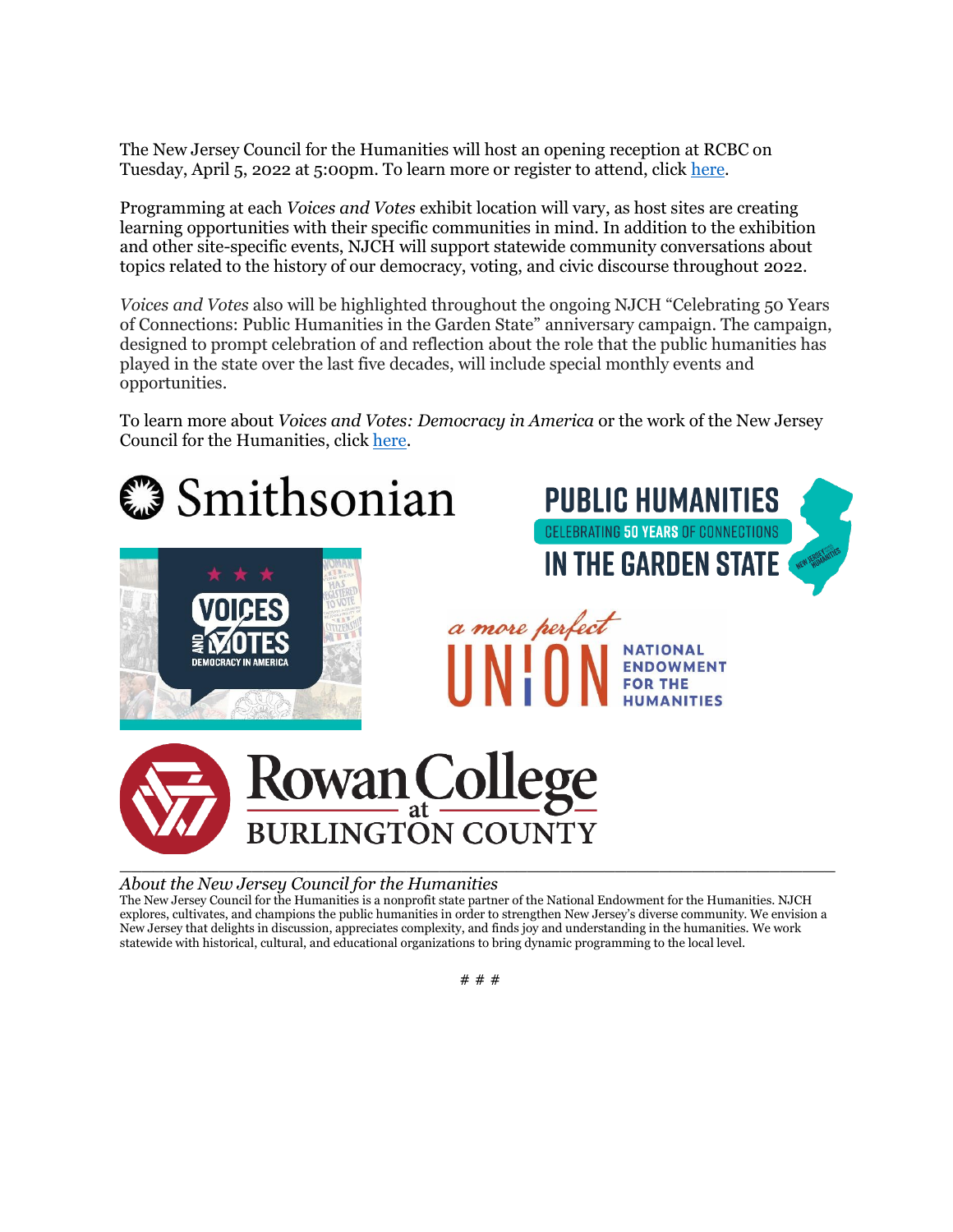The New Jersey Council for the Humanities will host an opening reception at RCBC on Tuesday, April 5, 2022 at 5:00pm. To learn more or register to attend, click here.

Programming at each *Voices and Votes* exhibit location will vary, as host sites are creating learning opportunities with their specific communities in mind. In addition to the exhibition and other site-specific events, NJCH will support statewide community conversations about topics related to the history of our democracy, voting, and civic discourse throughout 2022.

*Voices and Votes* also will be highlighted throughout the ongoing NJCH "Celebrating 50 Years of Connections: Public Humanities in the Garden State" anniversary campaign. The campaign, designed to prompt celebration of and reflection about the role that the public humanities has played in the state over the last five decades, will include special monthly events and opportunities.

To learn more about *Voices and Votes: Democracy in America* or the work of the New Jersey Council for the Humanities, click here.

---

*About the New Jersey Council for the Humanities*

The New Jersey Council for the Humanities is a nonprofit state partner of the National Endowment for the Humanities. NJCH explores, cultivates, and champions the public humanities in order to strengthen New Jersey's diverse community. We envision a New Jersey that delights in discussion, appreciates complexity, and finds joy and understanding in the humanities. We work statewide with historical, cultural, and educational organizations to bring dynamic programming to the local level.

# # #